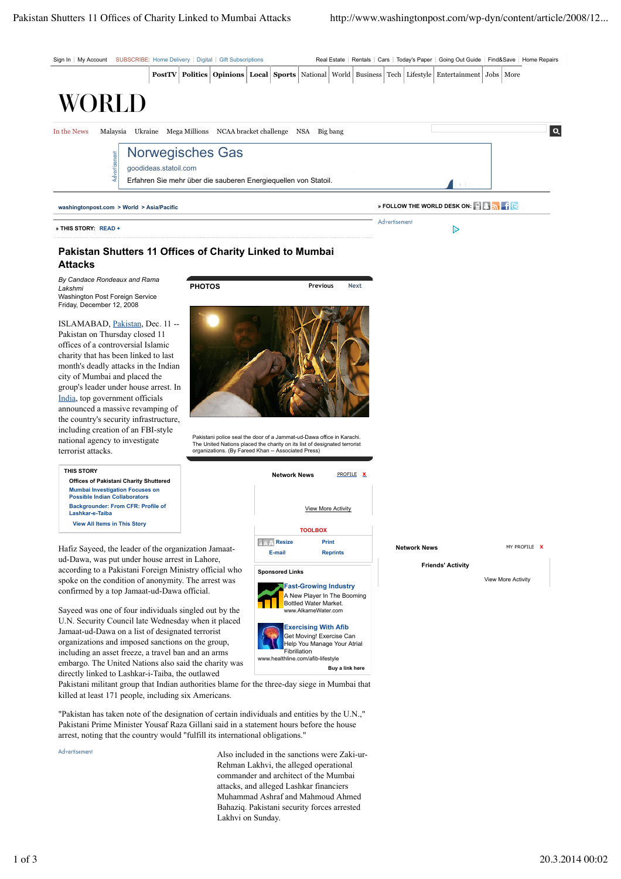# Pakistan Shutters 11 Offices of Charity Linked to Mumbai Attacks

*By Candace Rondeaux and Rama Lakshmi*
Washington Post Foreign Service
Friday, December 12, 2008

ISLAMABAD, Pakistan, Dec. 11 -- Pakistan on Thursday closed 11 offices of a controversial Islamic charity that has been linked to last month's deadly attacks in the Indian city of Mumbai and placed the group's leader under house arrest. In India, top government officials announced a massive revamping of the country's security infrastructure, including creation of an FBI-style national agency to investigate terrorist attacks.

Pakistani police seal the door of a Jammat-ud-Dawa office in Karachi. The United Nations placed the charity on its list of designated terrorist organizations. (By Fareed Khan -- Associated Press)

Hafiz Sayeed, the leader of the organization Jamaat-ud-Dawa, was put under house arrest in Lahore, according to a Pakistani Foreign Ministry official who spoke on the condition of anonymity. The arrest was confirmed by a top Jamaat-ud-Dawa official.

Sayeed was one of four individuals singled out by the U.N. Security Council late Wednesday when it placed Jamaat-ud-Dawa on a list of designated terrorist organizations and imposed sanctions on the group, including an asset freeze, a travel ban and an arms embargo. The United Nations also said the charity was directly linked to Lashkar-i-Taiba, the outlawed Pakistani militant group that Indian authorities blame for the three-day siege in Mumbai that killed at least 171 people, including six Americans.

"Pakistan has taken note of the designation of certain individuals and entities by the U.N.," Pakistani Prime Minister Yousaf Raza Gillani said in a statement hours before the house arrest, noting that the country would "fulfill its international obligations."

Also included in the sanctions were Zaki-ur-Rehman Lakhvi, the alleged operational commander and architect of the Mumbai attacks, and alleged Lashkar financiers Muhammad Ashraf and Mahmoud Ahmed Bahaziq. Pakistani security forces arrested Lakhvi on Sunday.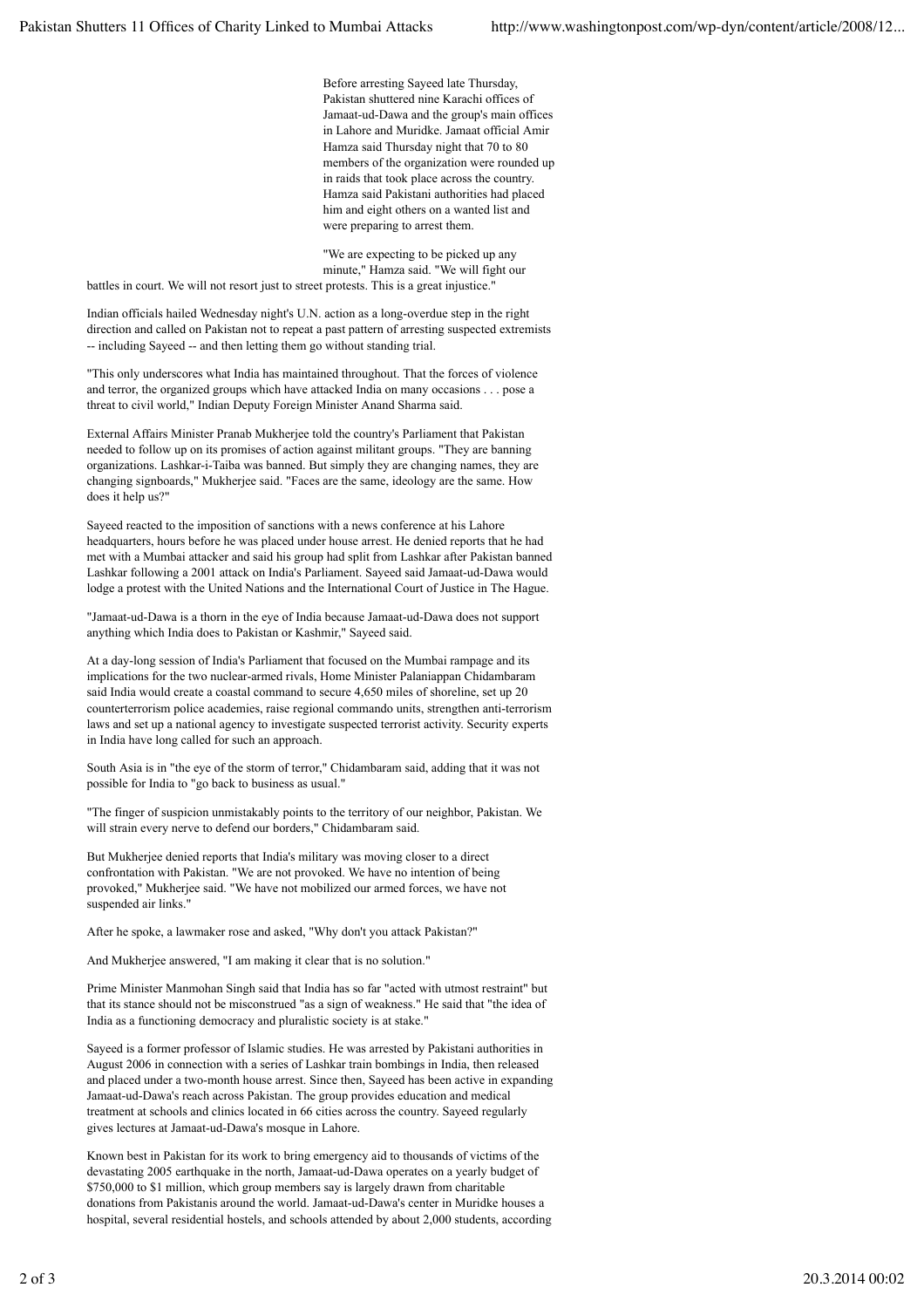Before arresting Sayeed late Thursday, Pakistan shuttered nine Karachi offices of Jamaat-ud-Dawa and the group's main offices in Lahore and Muridke. Jamaat official Amir Hamza said Thursday night that 70 to 80 members of the organization were rounded up in raids that took place across the country. Hamza said Pakistani authorities had placed him and eight others on a wanted list and were preparing to arrest them.

"We are expecting to be picked up any minute," Hamza said. "We will fight our battles in court. We will not resort just to street protests. This is a great injustice."

Indian officials hailed Wednesday night's U.N. action as a long-overdue step in the right direction and called on Pakistan not to repeat a past pattern of arresting suspected extremists -- including Sayeed -- and then letting them go without standing trial.

"This only underscores what India has maintained throughout. That the forces of violence and terror, the organized groups which have attacked India on many occasions . . . pose a threat to civil world," Indian Deputy Foreign Minister Anand Sharma said.

External Affairs Minister Pranab Mukherjee told the country's Parliament that Pakistan needed to follow up on its promises of action against militant groups. "They are banning organizations. Lashkar-i-Taiba was banned. But simply they are changing names, they are changing signboards," Mukherjee said. "Faces are the same, ideology are the same. How does it help us?"

Sayeed reacted to the imposition of sanctions with a news conference at his Lahore headquarters, hours before he was placed under house arrest. He denied reports that he had met with a Mumbai attacker and said his group had split from Lashkar after Pakistan banned Lashkar following a 2001 attack on India's Parliament. Sayeed said Jamaat-ud-Dawa would lodge a protest with the United Nations and the International Court of Justice in The Hague.

"Jamaat-ud-Dawa is a thorn in the eye of India because Jamaat-ud-Dawa does not support anything which India does to Pakistan or Kashmir," Sayeed said.

At a day-long session of India's Parliament that focused on the Mumbai rampage and its implications for the two nuclear-armed rivals, Home Minister Palaniappan Chidambaram said India would create a coastal command to secure 4,650 miles of shoreline, set up 20 counterterrorism police academies, raise regional commando units, strengthen anti-terrorism laws and set up a national agency to investigate suspected terrorist activity. Security experts in India have long called for such an approach.

South Asia is in "the eye of the storm of terror," Chidambaram said, adding that it was not possible for India to "go back to business as usual."

"The finger of suspicion unmistakably points to the territory of our neighbor, Pakistan. We will strain every nerve to defend our borders," Chidambaram said.

But Mukherjee denied reports that India's military was moving closer to a direct confrontation with Pakistan. "We are not provoked. We have no intention of being provoked," Mukherjee said. "We have not mobilized our armed forces, we have not suspended air links."

After he spoke, a lawmaker rose and asked, "Why don't you attack Pakistan?"

And Mukherjee answered, "I am making it clear that is no solution."

Prime Minister Manmohan Singh said that India has so far "acted with utmost restraint" but that its stance should not be misconstrued "as a sign of weakness." He said that "the idea of India as a functioning democracy and pluralistic society is at stake."

Sayeed is a former professor of Islamic studies. He was arrested by Pakistani authorities in August 2006 in connection with a series of Lashkar train bombings in India, then released and placed under a two-month house arrest. Since then, Sayeed has been active in expanding Jamaat-ud-Dawa's reach across Pakistan. The group provides education and medical treatment at schools and clinics located in 66 cities across the country. Sayeed regularly gives lectures at Jamaat-ud-Dawa's mosque in Lahore.

Known best in Pakistan for its work to bring emergency aid to thousands of victims of the devastating 2005 earthquake in the north, Jamaat-ud-Dawa operates on a yearly budget of $750,000 to $1 million, which group members say is largely drawn from charitable donations from Pakistanis around the world. Jamaat-ud-Dawa's center in Muridke houses a hospital, several residential hostels, and schools attended by about 2,000 students, according